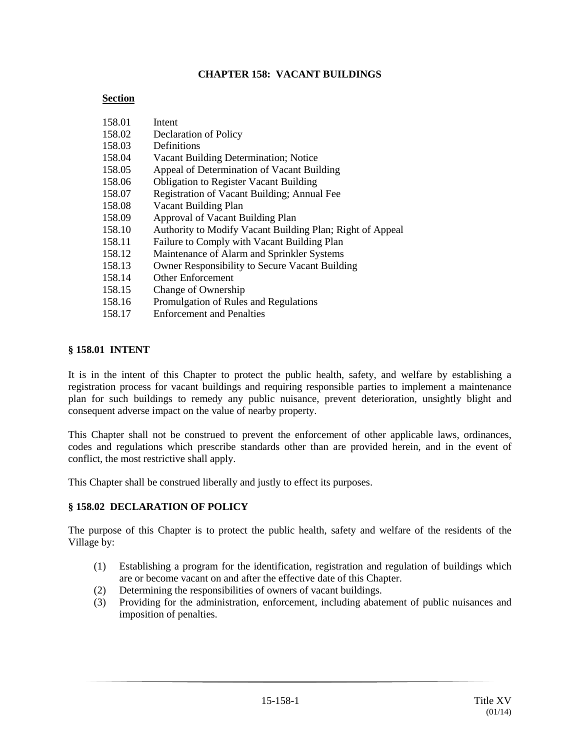# CHAPTER 158: VACANT BUILDINGS

**Section**

| | |
|---|---|
| 158.01 | Intent |
| 158.02 | Declaration of Policy |
| 158.03 | Definitions |
| 158.04 | Vacant Building Determination; Notice |
| 158.05 | Appeal of Determination of Vacant Building |
| 158.06 | Obligation to Register Vacant Building |
| 158.07 | Registration of Vacant Building; Annual Fee |
| 158.08 | Vacant Building Plan |
| 158.09 | Approval of Vacant Building Plan |
| 158.10 | Authority to Modify Vacant Building Plan; Right of Appeal |
| 158.11 | Failure to Comply with Vacant Building Plan |
| 158.12 | Maintenance of Alarm and Sprinkler Systems |
| 158.13 | Owner Responsibility to Secure Vacant Building |
| 158.14 | Other Enforcement |
| 158.15 | Change of Ownership |
| 158.16 | Promulgation of Rules and Regulations |
| 158.17 | Enforcement and Penalties |

## § 158.01 INTENT

It is in the intent of this Chapter to protect the public health, safety, and welfare by establishing a registration process for vacant buildings and requiring responsible parties to implement a maintenance plan for such buildings to remedy any public nuisance, prevent deterioration, unsightly blight and consequent adverse impact on the value of nearby property.

This Chapter shall not be construed to prevent the enforcement of other applicable laws, ordinances, codes and regulations which prescribe standards other than are provided herein, and in the event of conflict, the most restrictive shall apply.

This Chapter shall be construed liberally and justly to effect its purposes.

## § 158.02 DECLARATION OF POLICY

The purpose of this Chapter is to protect the public health, safety and welfare of the residents of the Village by:

(1) Establishing a program for the identification, registration and regulation of buildings which are or become vacant on and after the effective date of this Chapter.
(2) Determining the responsibilities of owners of vacant buildings.
(3) Providing for the administration, enforcement, including abatement of public nuisances and imposition of penalties.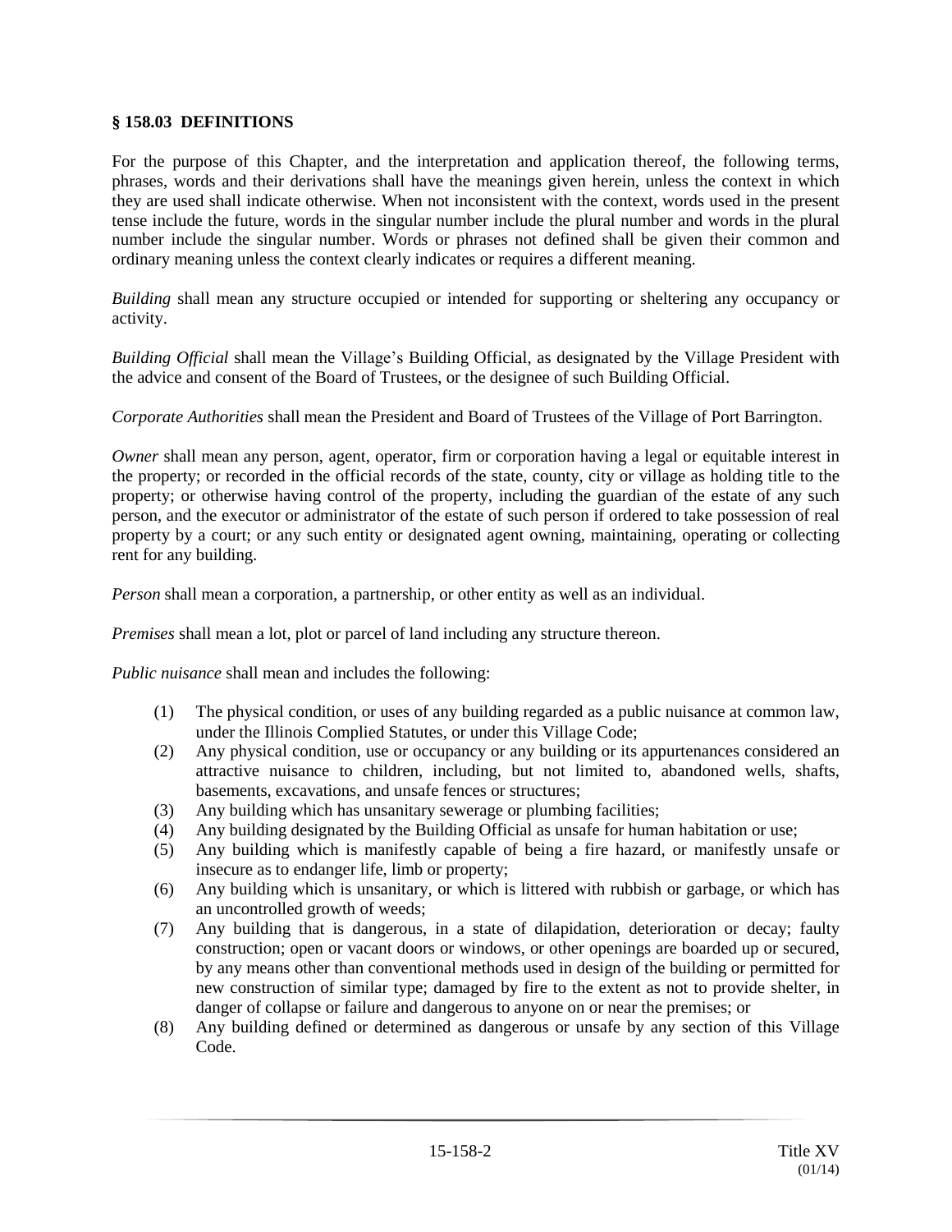## § 158.03 DEFINITIONS

For the purpose of this Chapter, and the interpretation and application thereof, the following terms, phrases, words and their derivations shall have the meanings given herein, unless the context in which they are used shall indicate otherwise. When not inconsistent with the context, words used in the present tense include the future, words in the singular number include the plural number and words in the plural number include the singular number. Words or phrases not defined shall be given their common and ordinary meaning unless the context clearly indicates or requires a different meaning.

*Building* shall mean any structure occupied or intended for supporting or sheltering any occupancy or activity.

*Building Official* shall mean the Village's Building Official, as designated by the Village President with the advice and consent of the Board of Trustees, or the designee of such Building Official.

*Corporate Authorities* shall mean the President and Board of Trustees of the Village of Port Barrington.

*Owner* shall mean any person, agent, operator, firm or corporation having a legal or equitable interest in the property; or recorded in the official records of the state, county, city or village as holding title to the property; or otherwise having control of the property, including the guardian of the estate of any such person, and the executor or administrator of the estate of such person if ordered to take possession of real property by a court; or any such entity or designated agent owning, maintaining, operating or collecting rent for any building.

*Person* shall mean a corporation, a partnership, or other entity as well as an individual.

*Premises* shall mean a lot, plot or parcel of land including any structure thereon.

*Public nuisance* shall mean and includes the following:

(1) The physical condition, or uses of any building regarded as a public nuisance at common law, under the Illinois Complied Statutes, or under this Village Code;

(2) Any physical condition, use or occupancy or any building or its appurtenances considered an attractive nuisance to children, including, but not limited to, abandoned wells, shafts, basements, excavations, and unsafe fences or structures;

(3) Any building which has unsanitary sewerage or plumbing facilities;

(4) Any building designated by the Building Official as unsafe for human habitation or use;

(5) Any building which is manifestly capable of being a fire hazard, or manifestly unsafe or insecure as to endanger life, limb or property;

(6) Any building which is unsanitary, or which is littered with rubbish or garbage, or which has an uncontrolled growth of weeds;

(7) Any building that is dangerous, in a state of dilapidation, deterioration or decay; faulty construction; open or vacant doors or windows, or other openings are boarded up or secured, by any means other than conventional methods used in design of the building or permitted for new construction of similar type; damaged by fire to the extent as not to provide shelter, in danger of collapse or failure and dangerous to anyone on or near the premises; or

(8) Any building defined or determined as dangerous or unsafe by any section of this Village Code.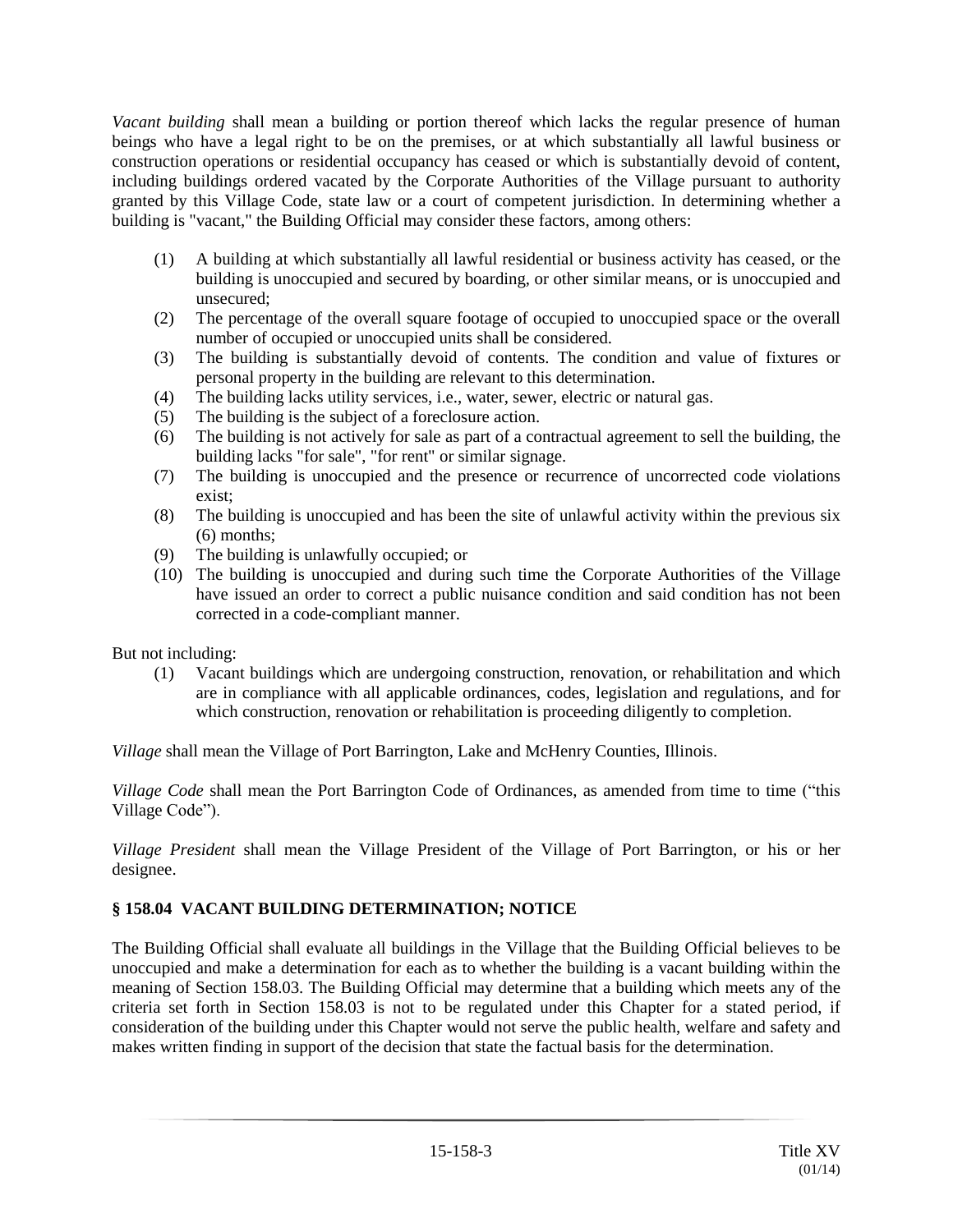*Vacant building* shall mean a building or portion thereof which lacks the regular presence of human beings who have a legal right to be on the premises, or at which substantially all lawful business or construction operations or residential occupancy has ceased or which is substantially devoid of content, including buildings ordered vacated by the Corporate Authorities of the Village pursuant to authority granted by this Village Code, state law or a court of competent jurisdiction. In determining whether a building is "vacant," the Building Official may consider these factors, among others:

(1) A building at which substantially all lawful residential or business activity has ceased, or the building is unoccupied and secured by boarding, or other similar means, or is unoccupied and unsecured;
(2) The percentage of the overall square footage of occupied to unoccupied space or the overall number of occupied or unoccupied units shall be considered.
(3) The building is substantially devoid of contents. The condition and value of fixtures or personal property in the building are relevant to this determination.
(4) The building lacks utility services, i.e., water, sewer, electric or natural gas.
(5) The building is the subject of a foreclosure action.
(6) The building is not actively for sale as part of a contractual agreement to sell the building, the building lacks "for sale", "for rent" or similar signage.
(7) The building is unoccupied and the presence or recurrence of uncorrected code violations exist;
(8) The building is unoccupied and has been the site of unlawful activity within the previous six (6) months;
(9) The building is unlawfully occupied; or
(10) The building is unoccupied and during such time the Corporate Authorities of the Village have issued an order to correct a public nuisance condition and said condition has not been corrected in a code-compliant manner.

But not including:

(1) Vacant buildings which are undergoing construction, renovation, or rehabilitation and which are in compliance with all applicable ordinances, codes, legislation and regulations, and for which construction, renovation or rehabilitation is proceeding diligently to completion.

*Village* shall mean the Village of Port Barrington, Lake and McHenry Counties, Illinois.

*Village Code* shall mean the Port Barrington Code of Ordinances, as amended from time to time ("this Village Code").

*Village President* shall mean the Village President of the Village of Port Barrington, or his or her designee.

## § 158.04 VACANT BUILDING DETERMINATION; NOTICE

The Building Official shall evaluate all buildings in the Village that the Building Official believes to be unoccupied and make a determination for each as to whether the building is a vacant building within the meaning of Section 158.03. The Building Official may determine that a building which meets any of the criteria set forth in Section 158.03 is not to be regulated under this Chapter for a stated period, if consideration of the building under this Chapter would not serve the public health, welfare and safety and makes written finding in support of the decision that state the factual basis for the determination.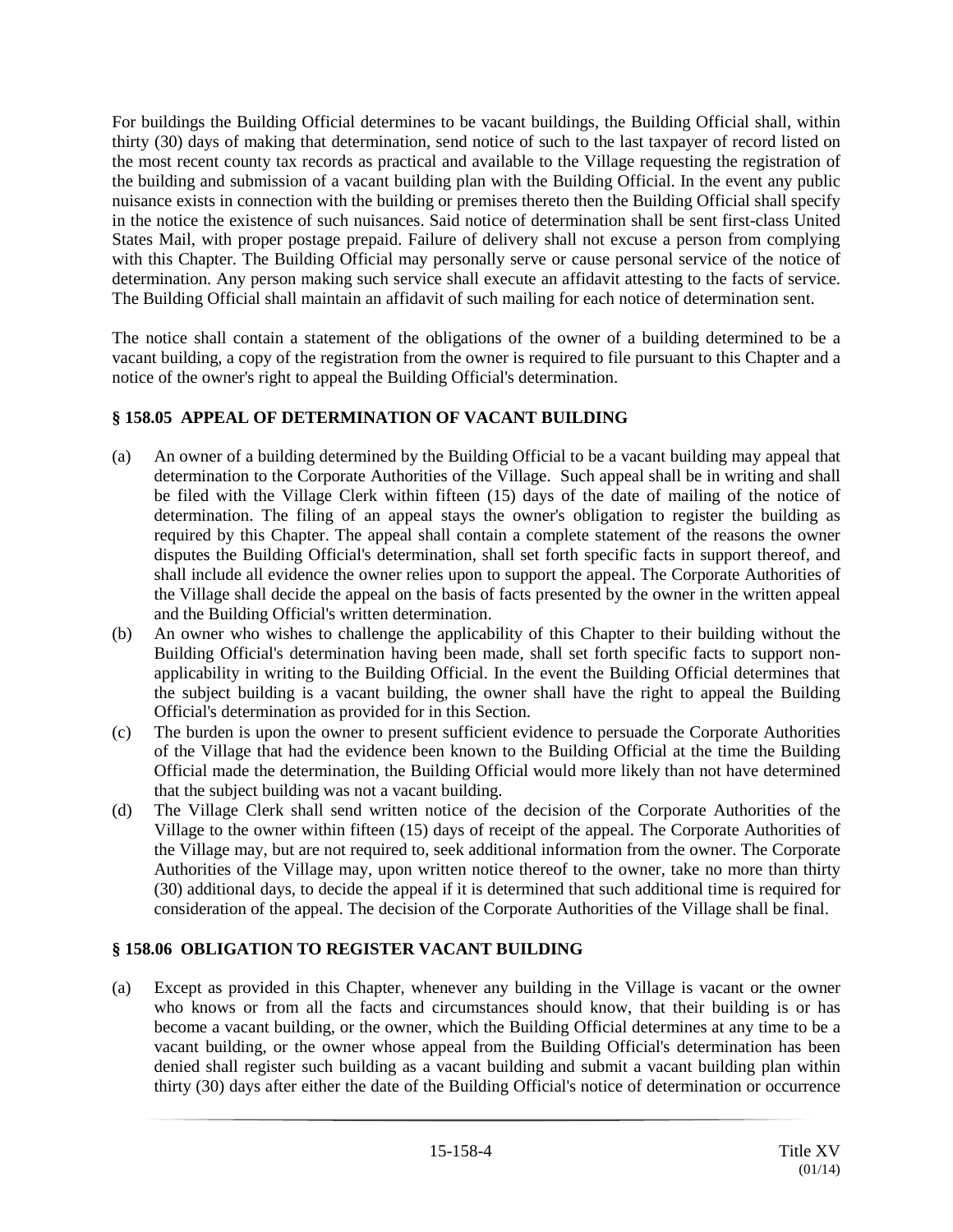For buildings the Building Official determines to be vacant buildings, the Building Official shall, within thirty (30) days of making that determination, send notice of such to the last taxpayer of record listed on the most recent county tax records as practical and available to the Village requesting the registration of the building and submission of a vacant building plan with the Building Official. In the event any public nuisance exists in connection with the building or premises thereto then the Building Official shall specify in the notice the existence of such nuisances. Said notice of determination shall be sent first-class United States Mail, with proper postage prepaid. Failure of delivery shall not excuse a person from complying with this Chapter. The Building Official may personally serve or cause personal service of the notice of determination. Any person making such service shall execute an affidavit attesting to the facts of service. The Building Official shall maintain an affidavit of such mailing for each notice of determination sent.

The notice shall contain a statement of the obligations of the owner of a building determined to be a vacant building, a copy of the registration from the owner is required to file pursuant to this Chapter and a notice of the owner's right to appeal the Building Official's determination.

### § 158.05 APPEAL OF DETERMINATION OF VACANT BUILDING

(a) An owner of a building determined by the Building Official to be a vacant building may appeal that determination to the Corporate Authorities of the Village. Such appeal shall be in writing and shall be filed with the Village Clerk within fifteen (15) days of the date of mailing of the notice of determination. The filing of an appeal stays the owner's obligation to register the building as required by this Chapter. The appeal shall contain a complete statement of the reasons the owner disputes the Building Official's determination, shall set forth specific facts in support thereof, and shall include all evidence the owner relies upon to support the appeal. The Corporate Authorities of the Village shall decide the appeal on the basis of facts presented by the owner in the written appeal and the Building Official's written determination.

(b) An owner who wishes to challenge the applicability of this Chapter to their building without the Building Official's determination having been made, shall set forth specific facts to support non-applicability in writing to the Building Official. In the event the Building Official determines that the subject building is a vacant building, the owner shall have the right to appeal the Building Official's determination as provided for in this Section.

(c) The burden is upon the owner to present sufficient evidence to persuade the Corporate Authorities of the Village that had the evidence been known to the Building Official at the time the Building Official made the determination, the Building Official would more likely than not have determined that the subject building was not a vacant building.

(d) The Village Clerk shall send written notice of the decision of the Corporate Authorities of the Village to the owner within fifteen (15) days of receipt of the appeal. The Corporate Authorities of the Village may, but are not required to, seek additional information from the owner. The Corporate Authorities of the Village may, upon written notice thereof to the owner, take no more than thirty (30) additional days, to decide the appeal if it is determined that such additional time is required for consideration of the appeal. The decision of the Corporate Authorities of the Village shall be final.

### § 158.06 OBLIGATION TO REGISTER VACANT BUILDING

(a) Except as provided in this Chapter, whenever any building in the Village is vacant or the owner who knows or from all the facts and circumstances should know, that their building is or has become a vacant building, or the owner, which the Building Official determines at any time to be a vacant building, or the owner whose appeal from the Building Official's determination has been denied shall register such building as a vacant building and submit a vacant building plan within thirty (30) days after either the date of the Building Official's notice of determination or occurrence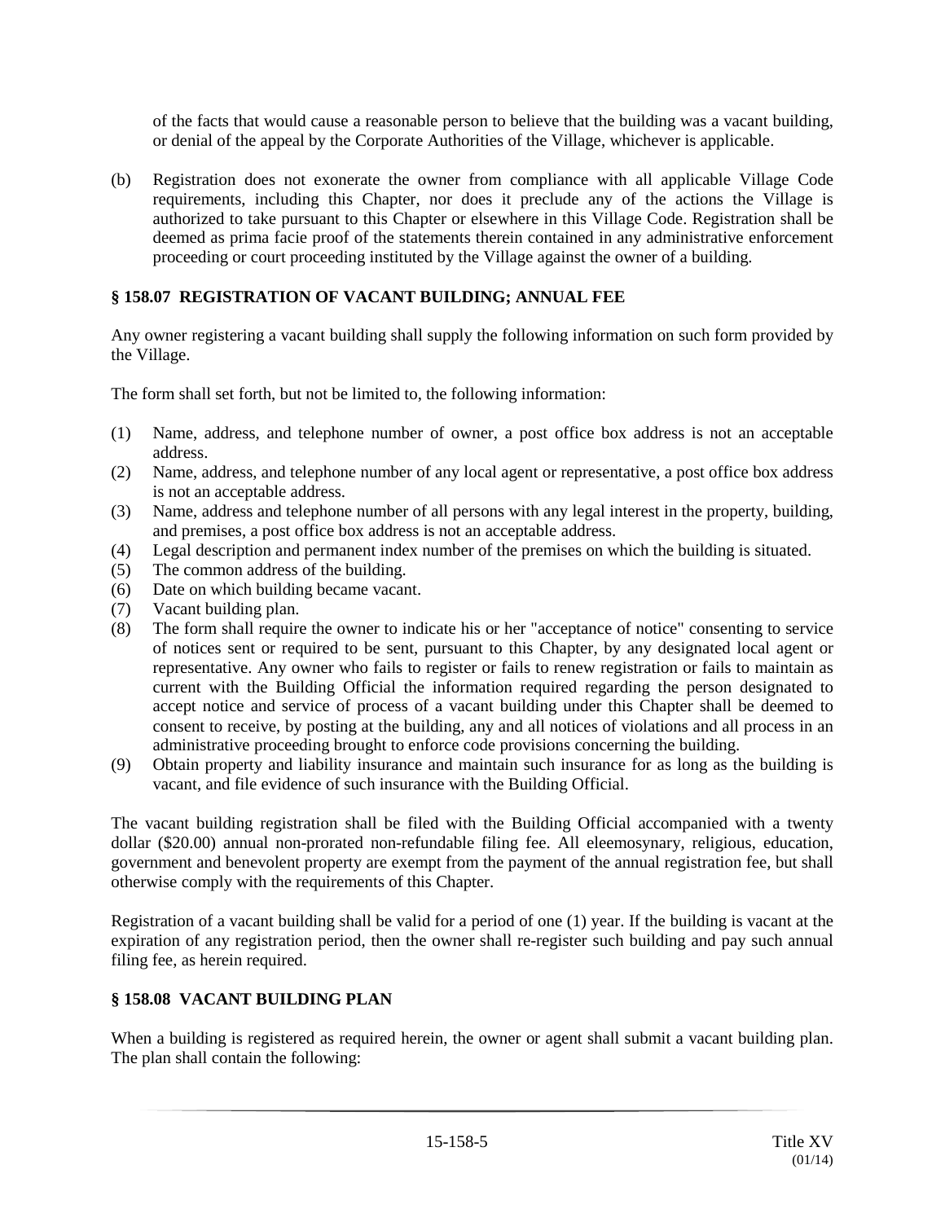of the facts that would cause a reasonable person to believe that the building was a vacant building, or denial of the appeal by the Corporate Authorities of the Village, whichever is applicable.

(b) Registration does not exonerate the owner from compliance with all applicable Village Code requirements, including this Chapter, nor does it preclude any of the actions the Village is authorized to take pursuant to this Chapter or elsewhere in this Village Code. Registration shall be deemed as prima facie proof of the statements therein contained in any administrative enforcement proceeding or court proceeding instituted by the Village against the owner of a building.

### § 158.07 REGISTRATION OF VACANT BUILDING; ANNUAL FEE

Any owner registering a vacant building shall supply the following information on such form provided by the Village.

The form shall set forth, but not be limited to, the following information:

(1) Name, address, and telephone number of owner, a post office box address is not an acceptable address.
(2) Name, address, and telephone number of any local agent or representative, a post office box address is not an acceptable address.
(3) Name, address and telephone number of all persons with any legal interest in the property, building, and premises, a post office box address is not an acceptable address.
(4) Legal description and permanent index number of the premises on which the building is situated.
(5) The common address of the building.
(6) Date on which building became vacant.
(7) Vacant building plan.
(8) The form shall require the owner to indicate his or her "acceptance of notice" consenting to service of notices sent or required to be sent, pursuant to this Chapter, by any designated local agent or representative. Any owner who fails to register or fails to renew registration or fails to maintain as current with the Building Official the information required regarding the person designated to accept notice and service of process of a vacant building under this Chapter shall be deemed to consent to receive, by posting at the building, any and all notices of violations and all process in an administrative proceeding brought to enforce code provisions concerning the building.
(9) Obtain property and liability insurance and maintain such insurance for as long as the building is vacant, and file evidence of such insurance with the Building Official.

The vacant building registration shall be filed with the Building Official accompanied with a twenty dollar ($20.00) annual non-prorated non-refundable filing fee. All eleemosynary, religious, education, government and benevolent property are exempt from the payment of the annual registration fee, but shall otherwise comply with the requirements of this Chapter.

Registration of a vacant building shall be valid for a period of one (1) year. If the building is vacant at the expiration of any registration period, then the owner shall re-register such building and pay such annual filing fee, as herein required.

### § 158.08 VACANT BUILDING PLAN

When a building is registered as required herein, the owner or agent shall submit a vacant building plan. The plan shall contain the following: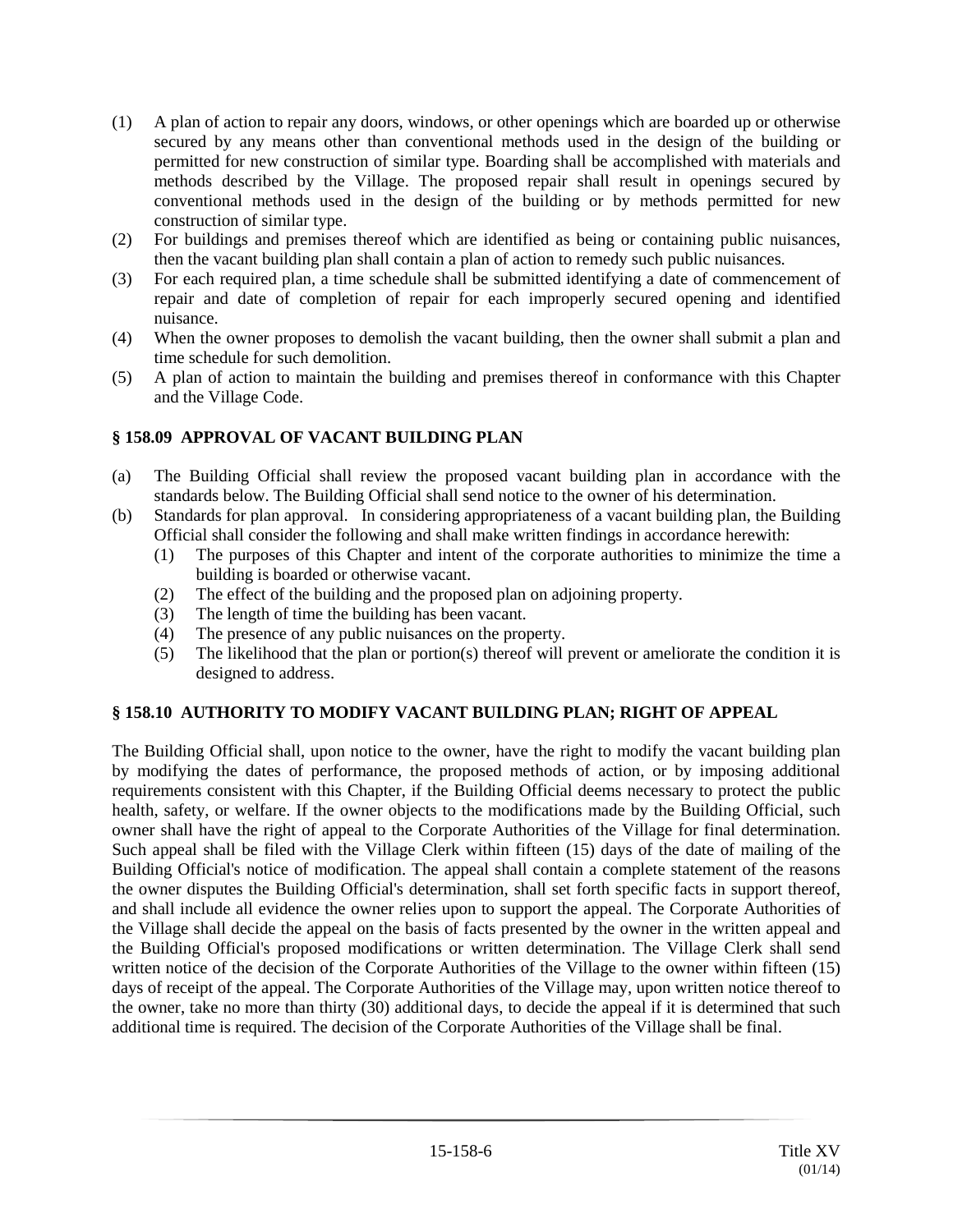(1) A plan of action to repair any doors, windows, or other openings which are boarded up or otherwise secured by any means other than conventional methods used in the design of the building or permitted for new construction of similar type. Boarding shall be accomplished with materials and methods described by the Village. The proposed repair shall result in openings secured by conventional methods used in the design of the building or by methods permitted for new construction of similar type.

(2) For buildings and premises thereof which are identified as being or containing public nuisances, then the vacant building plan shall contain a plan of action to remedy such public nuisances.

(3) For each required plan, a time schedule shall be submitted identifying a date of commencement of repair and date of completion of repair for each improperly secured opening and identified nuisance.

(4) When the owner proposes to demolish the vacant building, then the owner shall submit a plan and time schedule for such demolition.

(5) A plan of action to maintain the building and premises thereof in conformance with this Chapter and the Village Code.

### § 158.09 APPROVAL OF VACANT BUILDING PLAN

(a) The Building Official shall review the proposed vacant building plan in accordance with the standards below. The Building Official shall send notice to the owner of his determination.

(b) Standards for plan approval. In considering appropriateness of a vacant building plan, the Building Official shall consider the following and shall make written findings in accordance herewith:

  (1) The purposes of this Chapter and intent of the corporate authorities to minimize the time a building is boarded or otherwise vacant.

  (2) The effect of the building and the proposed plan on adjoining property.

  (3) The length of time the building has been vacant.

  (4) The presence of any public nuisances on the property.

  (5) The likelihood that the plan or portion(s) thereof will prevent or ameliorate the condition it is designed to address.

### § 158.10 AUTHORITY TO MODIFY VACANT BUILDING PLAN; RIGHT OF APPEAL

The Building Official shall, upon notice to the owner, have the right to modify the vacant building plan by modifying the dates of performance, the proposed methods of action, or by imposing additional requirements consistent with this Chapter, if the Building Official deems necessary to protect the public health, safety, or welfare. If the owner objects to the modifications made by the Building Official, such owner shall have the right of appeal to the Corporate Authorities of the Village for final determination. Such appeal shall be filed with the Village Clerk within fifteen (15) days of the date of mailing of the Building Official's notice of modification. The appeal shall contain a complete statement of the reasons the owner disputes the Building Official's determination, shall set forth specific facts in support thereof, and shall include all evidence the owner relies upon to support the appeal. The Corporate Authorities of the Village shall decide the appeal on the basis of facts presented by the owner in the written appeal and the Building Official's proposed modifications or written determination. The Village Clerk shall send written notice of the decision of the Corporate Authorities of the Village to the owner within fifteen (15) days of receipt of the appeal. The Corporate Authorities of the Village may, upon written notice thereof to the owner, take no more than thirty (30) additional days, to decide the appeal if it is determined that such additional time is required. The decision of the Corporate Authorities of the Village shall be final.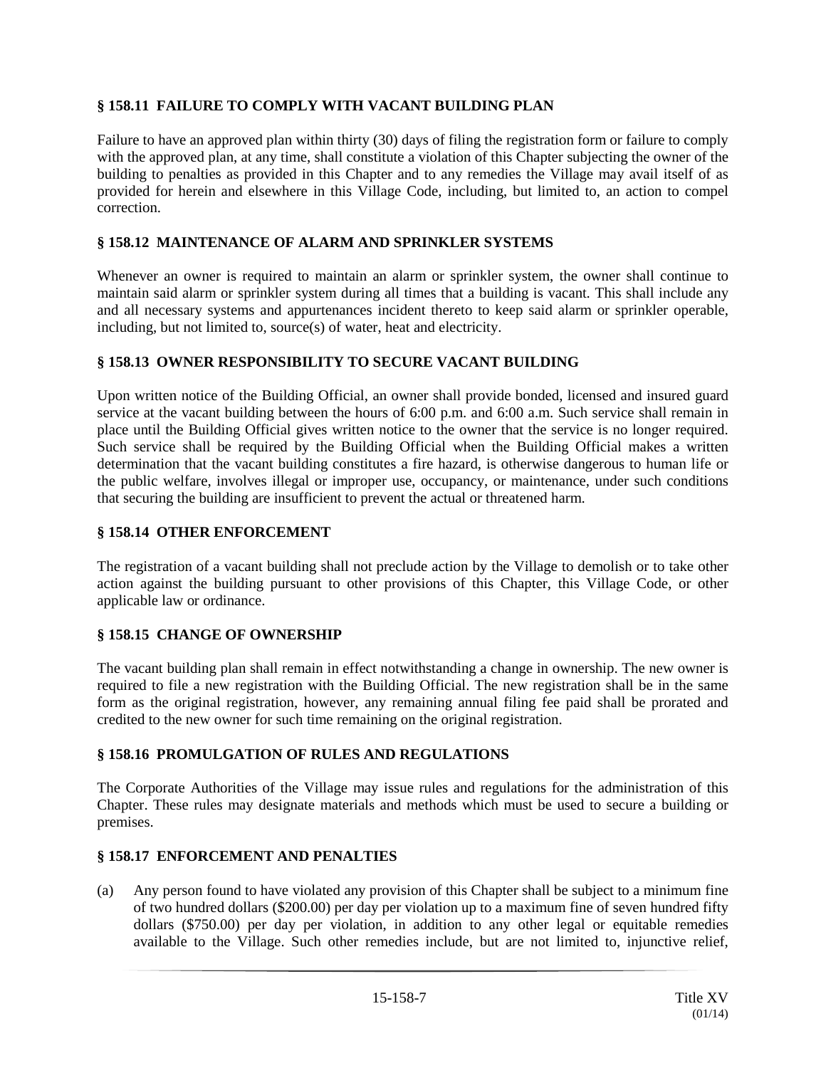## § 158.11 FAILURE TO COMPLY WITH VACANT BUILDING PLAN

Failure to have an approved plan within thirty (30) days of filing the registration form or failure to comply with the approved plan, at any time, shall constitute a violation of this Chapter subjecting the owner of the building to penalties as provided in this Chapter and to any remedies the Village may avail itself of as provided for herein and elsewhere in this Village Code, including, but limited to, an action to compel correction.

## § 158.12 MAINTENANCE OF ALARM AND SPRINKLER SYSTEMS

Whenever an owner is required to maintain an alarm or sprinkler system, the owner shall continue to maintain said alarm or sprinkler system during all times that a building is vacant. This shall include any and all necessary systems and appurtenances incident thereto to keep said alarm or sprinkler operable, including, but not limited to, source(s) of water, heat and electricity.

## § 158.13 OWNER RESPONSIBILITY TO SECURE VACANT BUILDING

Upon written notice of the Building Official, an owner shall provide bonded, licensed and insured guard service at the vacant building between the hours of 6:00 p.m. and 6:00 a.m. Such service shall remain in place until the Building Official gives written notice to the owner that the service is no longer required. Such service shall be required by the Building Official when the Building Official makes a written determination that the vacant building constitutes a fire hazard, is otherwise dangerous to human life or the public welfare, involves illegal or improper use, occupancy, or maintenance, under such conditions that securing the building are insufficient to prevent the actual or threatened harm.

## § 158.14 OTHER ENFORCEMENT

The registration of a vacant building shall not preclude action by the Village to demolish or to take other action against the building pursuant to other provisions of this Chapter, this Village Code, or other applicable law or ordinance.

## § 158.15 CHANGE OF OWNERSHIP

The vacant building plan shall remain in effect notwithstanding a change in ownership. The new owner is required to file a new registration with the Building Official. The new registration shall be in the same form as the original registration, however, any remaining annual filing fee paid shall be prorated and credited to the new owner for such time remaining on the original registration.

## § 158.16 PROMULGATION OF RULES AND REGULATIONS

The Corporate Authorities of the Village may issue rules and regulations for the administration of this Chapter. These rules may designate materials and methods which must be used to secure a building or premises.

## § 158.17 ENFORCEMENT AND PENALTIES

(a) Any person found to have violated any provision of this Chapter shall be subject to a minimum fine of two hundred dollars ($200.00) per day per violation up to a maximum fine of seven hundred fifty dollars ($750.00) per day per violation, in addition to any other legal or equitable remedies available to the Village. Such other remedies include, but are not limited to, injunctive relief,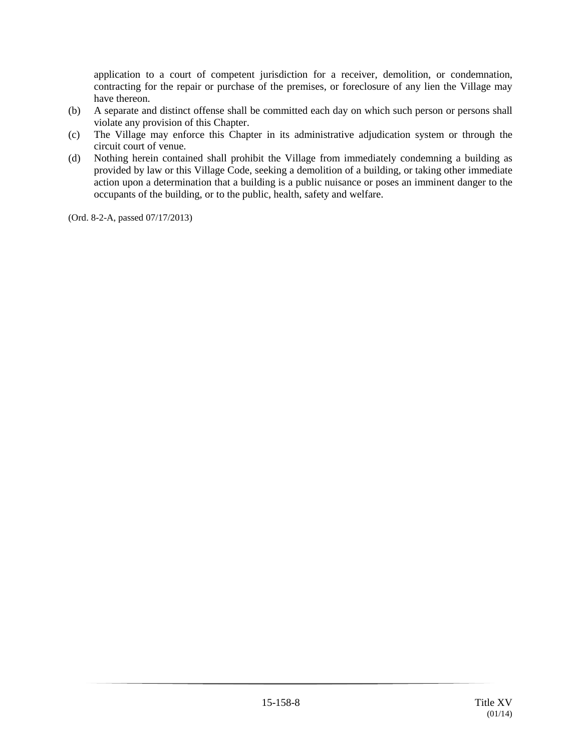application to a court of competent jurisdiction for a receiver, demolition, or condemnation, contracting for the repair or purchase of the premises, or foreclosure of any lien the Village may have thereon.

(b) A separate and distinct offense shall be committed each day on which such person or persons shall violate any provision of this Chapter.

(c) The Village may enforce this Chapter in its administrative adjudication system or through the circuit court of venue.

(d) Nothing herein contained shall prohibit the Village from immediately condemning a building as provided by law or this Village Code, seeking a demolition of a building, or taking other immediate action upon a determination that a building is a public nuisance or poses an imminent danger to the occupants of the building, or to the public, health, safety and welfare.

(Ord. 8-2-A, passed 07/17/2013)